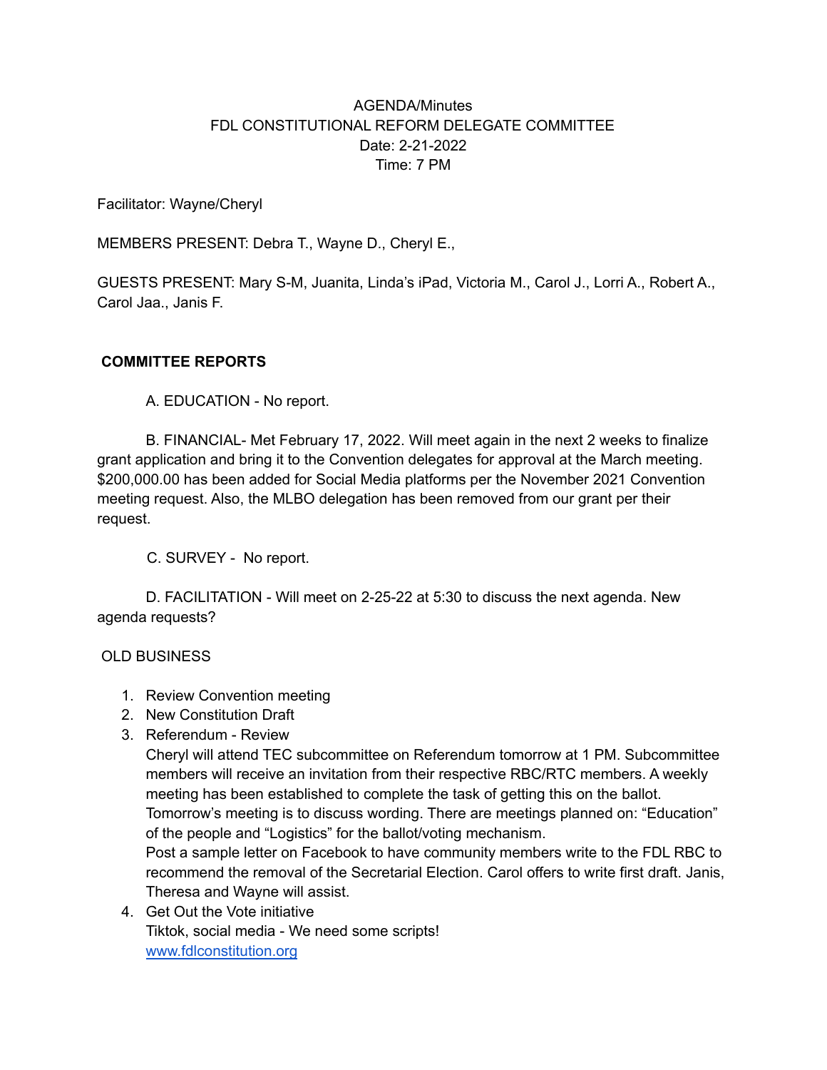AGENDA/Minutes
FDL CONSTITUTIONAL REFORM DELEGATE COMMITTEE
Date: 2-21-2022
Time: 7 PM

Facilitator: Wayne/Cheryl

MEMBERS PRESENT: Debra T., Wayne D., Cheryl E.,

GUESTS PRESENT: Mary S-M, Juanita, Linda's iPad, Victoria M., Carol J., Lorri A., Robert A., Carol Jaa., Janis F.

**COMMITTEE REPORTS**

A. EDUCATION - No report.

B. FINANCIAL- Met February 17, 2022. Will meet again in the next 2 weeks to finalize grant application and bring it to the Convention delegates for approval at the March meeting. $200,000.00 has been added for Social Media platforms per the November 2021 Convention meeting request. Also, the MLBO delegation has been removed from our grant per their request.

C. SURVEY - No report.

D. FACILITATION - Will meet on 2-25-22 at 5:30 to discuss the next agenda. New agenda requests?

OLD BUSINESS

1. Review Convention meeting
2. New Constitution Draft
3. Referendum - Review
   Cheryl will attend TEC subcommittee on Referendum tomorrow at 1 PM. Subcommittee members will receive an invitation from their respective RBC/RTC members. A weekly meeting has been established to complete the task of getting this on the ballot. Tomorrow's meeting is to discuss wording. There are meetings planned on: "Education" of the people and "Logistics" for the ballot/voting mechanism.
   Post a sample letter on Facebook to have community members write to the FDL RBC to recommend the removal of the Secretarial Election. Carol offers to write first draft. Janis, Theresa and Wayne will assist.
4. Get Out the Vote initiative
   Tiktok, social media - We need some scripts!
   [www.fdlconstitution.org](http://www.fdlconstitution.org)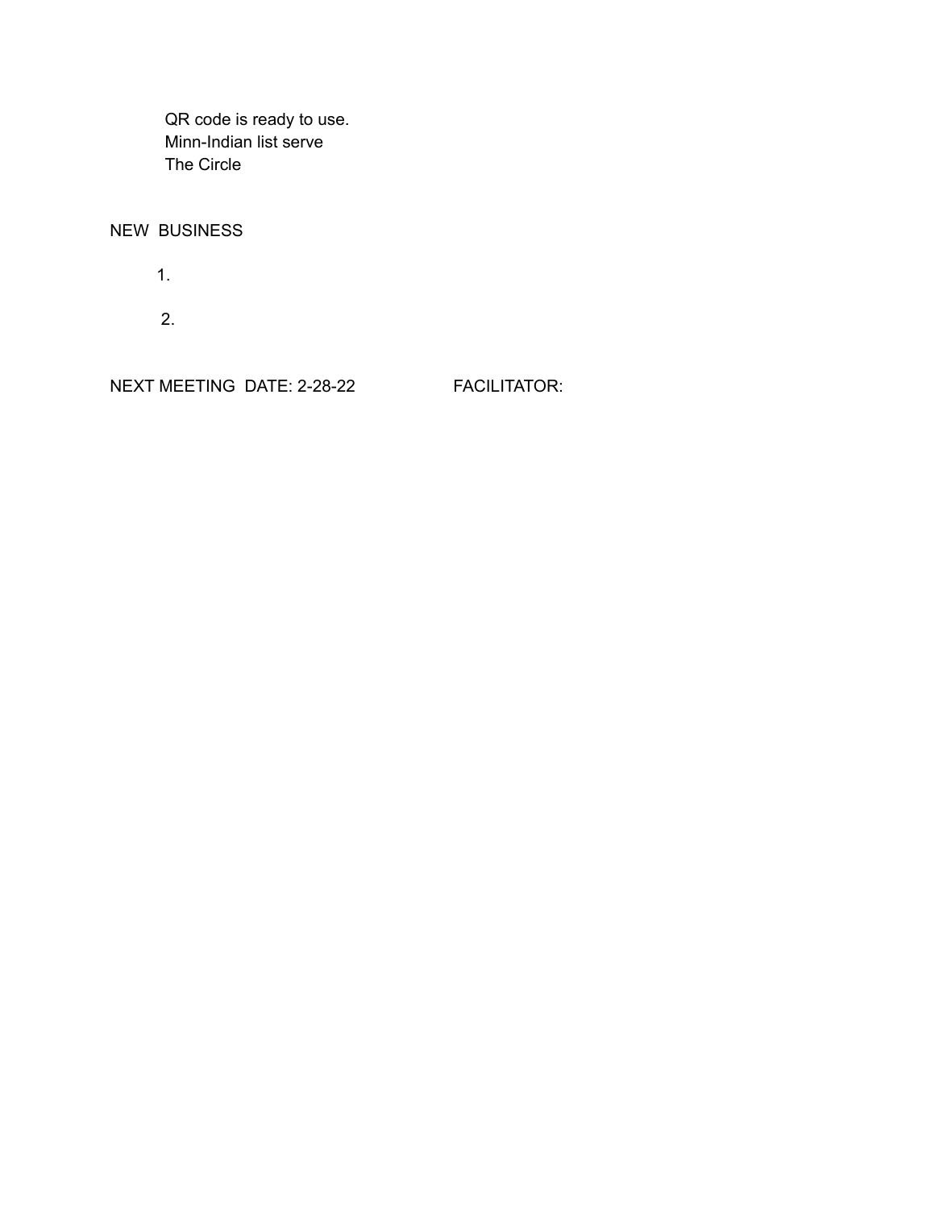QR code is ready to use.
Minn-Indian list serve
The Circle

NEW BUSINESS

1.

2.

NEXT MEETING DATE: 2-28-22 FACILITATOR: